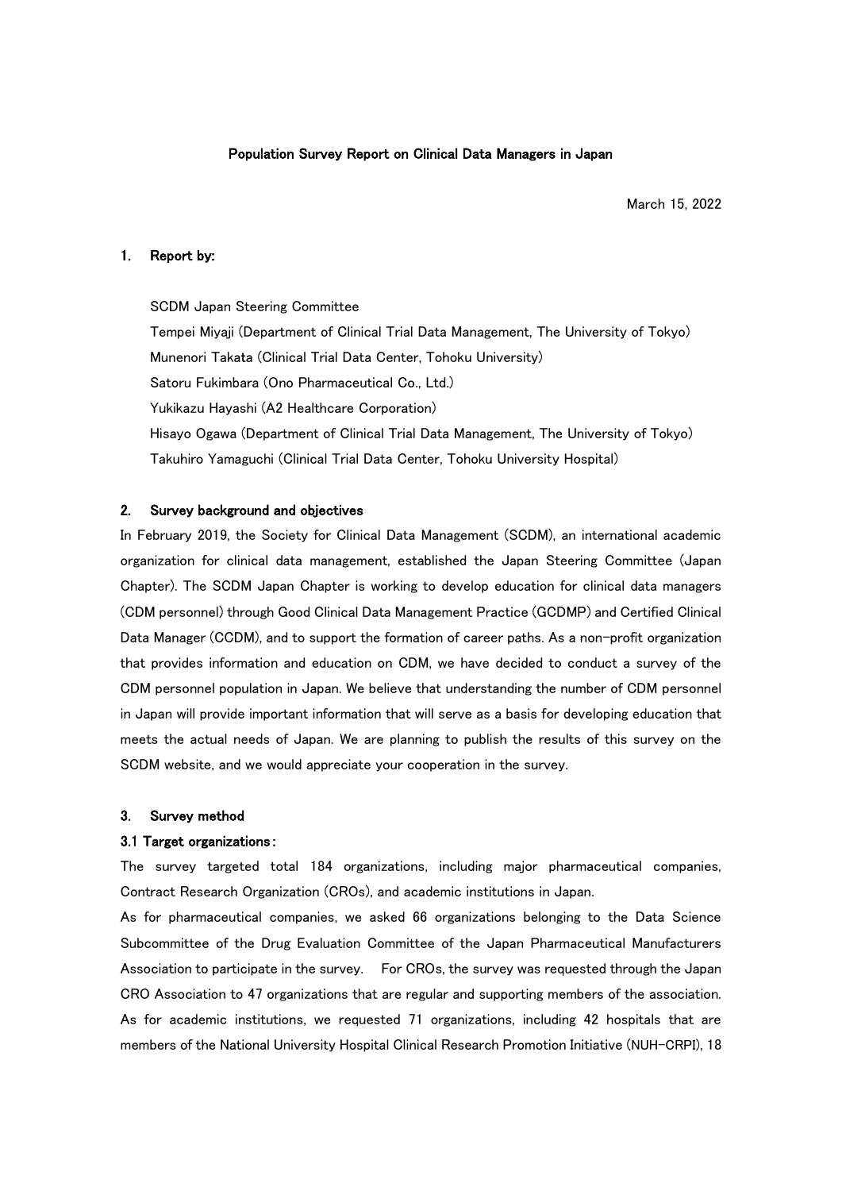# Population Survey Report on Clinical Data Managers in Japan

March 15, 2022

## 1. Report by:

SCDM Japan Steering Committee

Tempei Miyaji (Department of Clinical Trial Data Management, The University of Tokyo)

Munenori Takata (Clinical Trial Data Center, Tohoku University)

Satoru Fukimbara (Ono Pharmaceutical Co., Ltd.)

Yukikazu Hayashi (A2 Healthcare Corporation)

Hisayo Ogawa (Department of Clinical Trial Data Management, The University of Tokyo)

Takuhiro Yamaguchi (Clinical Trial Data Center, Tohoku University Hospital)

## 2. Survey background and objectives

In February 2019, the Society for Clinical Data Management (SCDM), an international academic organization for clinical data management, established the Japan Steering Committee (Japan Chapter). The SCDM Japan Chapter is working to develop education for clinical data managers (CDM personnel) through Good Clinical Data Management Practice (GCDMP) and Certified Clinical Data Manager (CCDM), and to support the formation of career paths. As a non-profit organization that provides information and education on CDM, we have decided to conduct a survey of the CDM personnel population in Japan. We believe that understanding the number of CDM personnel in Japan will provide important information that will serve as a basis for developing education that meets the actual needs of Japan. We are planning to publish the results of this survey on the SCDM website, and we would appreciate your cooperation in the survey.

## 3. Survey method

### 3.1 Target organizations:

The survey targeted total 184 organizations, including major pharmaceutical companies, Contract Research Organization (CROs), and academic institutions in Japan.

As for pharmaceutical companies, we asked 66 organizations belonging to the Data Science Subcommittee of the Drug Evaluation Committee of the Japan Pharmaceutical Manufacturers Association to participate in the survey. For CROs, the survey was requested through the Japan CRO Association to 47 organizations that are regular and supporting members of the association. As for academic institutions, we requested 71 organizations, including 42 hospitals that are members of the National University Hospital Clinical Research Promotion Initiative (NUH-CRPI), 18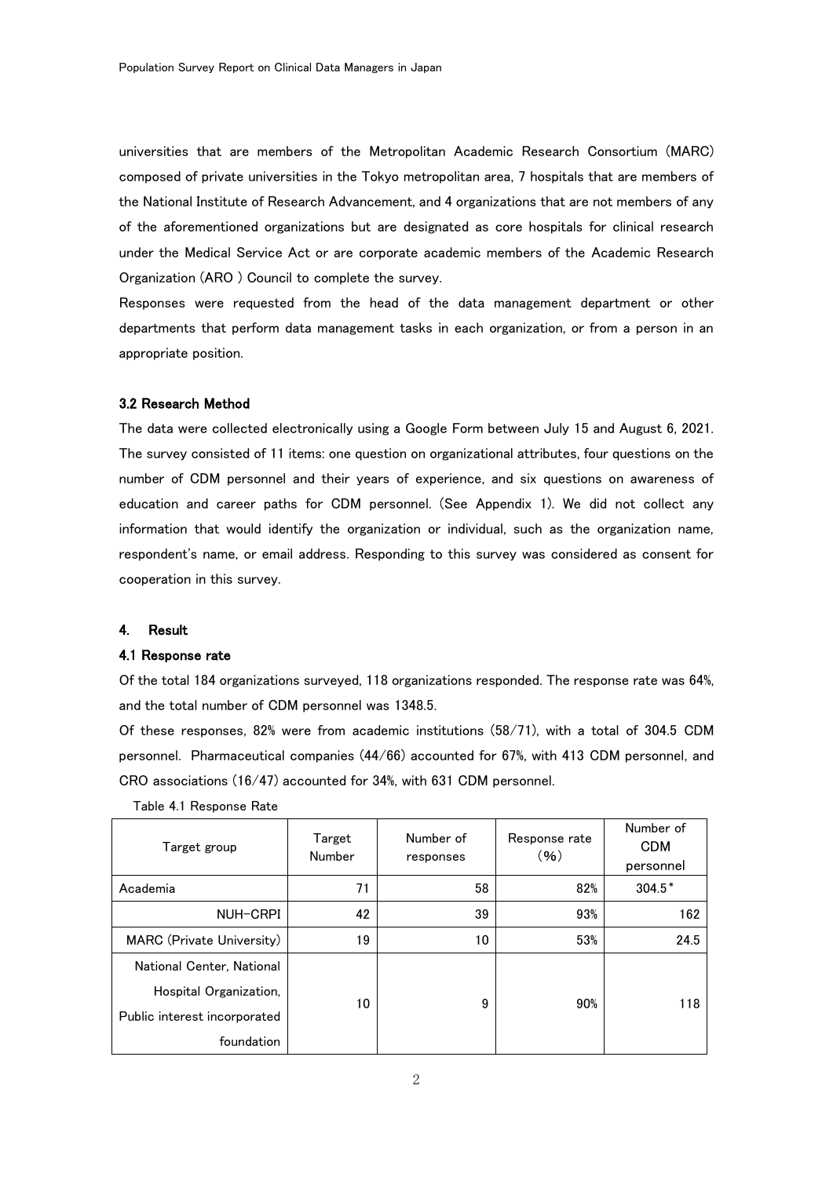universities that are members of the Metropolitan Academic Research Consortium (MARC) composed of private universities in the Tokyo metropolitan area, 7 hospitals that are members of the National Institute of Research Advancement, and 4 organizations that are not members of any of the aforementioned organizations but are designated as core hospitals for clinical research under the Medical Service Act or are corporate academic members of the Academic Research Organization (ARO ) Council to complete the survey.

Responses were requested from the head of the data management department or other departments that perform data management tasks in each organization, or from a person in an appropriate position.

### 3.2 Research Method

The data were collected electronically using a Google Form between July 15 and August 6, 2021. The survey consisted of 11 items: one question on organizational attributes, four questions on the number of CDM personnel and their years of experience, and six questions on awareness of education and career paths for CDM personnel. (See Appendix 1). We did not collect any information that would identify the organization or individual, such as the organization name, respondent's name, or email address. Responding to this survey was considered as consent for cooperation in this survey.

## 4. Result

### 4.1 Response rate

Of the total 184 organizations surveyed, 118 organizations responded. The response rate was 64%, and the total number of CDM personnel was 1348.5.

Of these responses, 82% were from academic institutions (58/71), with a total of 304.5 CDM personnel. Pharmaceutical companies (44/66) accounted for 67%, with 413 CDM personnel, and CRO associations (16/47) accounted for 34%, with 631 CDM personnel.

Table 4.1 Response Rate

| Target group | Target Number | Number of responses | Response rate (%) | Number of CDM personnel |
|---|---|---|---|---|
| Academia | 71 | 58 | 82% | 304.5* |
| NUH-CRPI | 42 | 39 | 93% | 162 |
| MARC (Private University) | 19 | 10 | 53% | 24.5 |
| National Center, National Hospital Organization, Public interest incorporated foundation | 10 | 9 | 90% | 118 |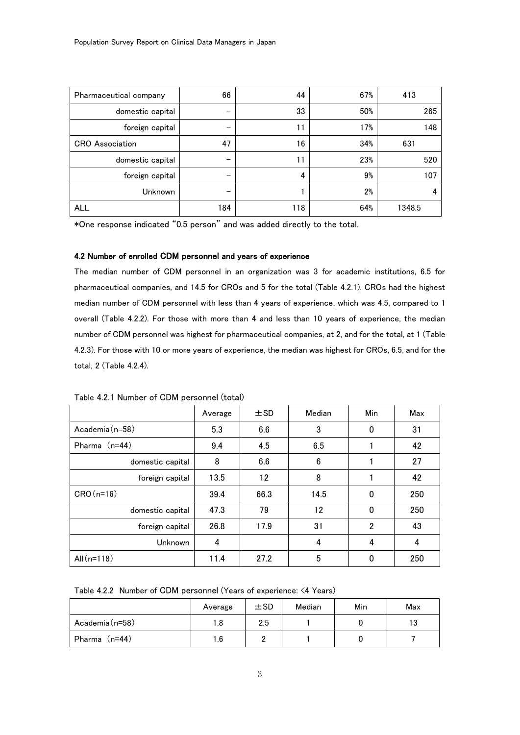| | | | | |
|---|---|---|---|---|
| Pharmaceutical company | 66 | 44 | 67% | 413 |
| domestic capital | － | 33 | 50% | 265 |
| foreign capital | － | 11 | 17% | 148 |
| CRO Association | 47 | 16 | 34% | 631 |
| domestic capital | － | 11 | 23% | 520 |
| foreign capital | － | 4 | 9% | 107 |
| Unknown | － | 1 | 2% | 4 |
| ALL | 184 | 118 | 64% | 1348.5 |

*One response indicated "0.5 person" and was added directly to the total.

#### 4.2 Number of enrolled CDM personnel and years of experience

The median number of CDM personnel in an organization was 3 for academic institutions, 6.5 for pharmaceutical companies, and 14.5 for CROs and 5 for the total (Table 4.2.1). CROs had the highest median number of CDM personnel with less than 4 years of experience, which was 4.5, compared to 1 overall (Table 4.2.2). For those with more than 4 and less than 10 years of experience, the median number of CDM personnel was highest for pharmaceutical companies, at 2, and for the total, at 1 (Table 4.2.3). For those with 10 or more years of experience, the median was highest for CROs, 6.5, and for the total, 2 (Table 4.2.4).

Table 4.2.1 Number of CDM personnel (total)

| | Average | ±SD | Median | Min | Max |
|---|---|---|---|---|---|
| Academia (n=58) | 5.3 | 6.6 | 3 | 0 | 31 |
| Pharma (n=44) | 9.4 | 4.5 | 6.5 | 1 | 42 |
| domestic capital | 8 | 6.6 | 6 | 1 | 27 |
| foreign capital | 13.5 | 12 | 8 | 1 | 42 |
| CRO (n=16) | 39.4 | 66.3 | 14.5 | 0 | 250 |
| domestic capital | 47.3 | 79 | 12 | 0 | 250 |
| foreign capital | 26.8 | 17.9 | 31 | 2 | 43 |
| Unknown | 4 | | 4 | 4 | 4 |
| All (n=118) | 11.4 | 27.2 | 5 | 0 | 250 |

Table 4.2.2 Number of CDM personnel (Years of experience: <4 Years)

| | Average | ±SD | Median | Min | Max |
|---|---|---|---|---|---|
| Academia (n=58) | 1.8 | 2.5 | 1 | 0 | 13 |
| Pharma (n=44) | 1.6 | 2 | 1 | 0 | 7 |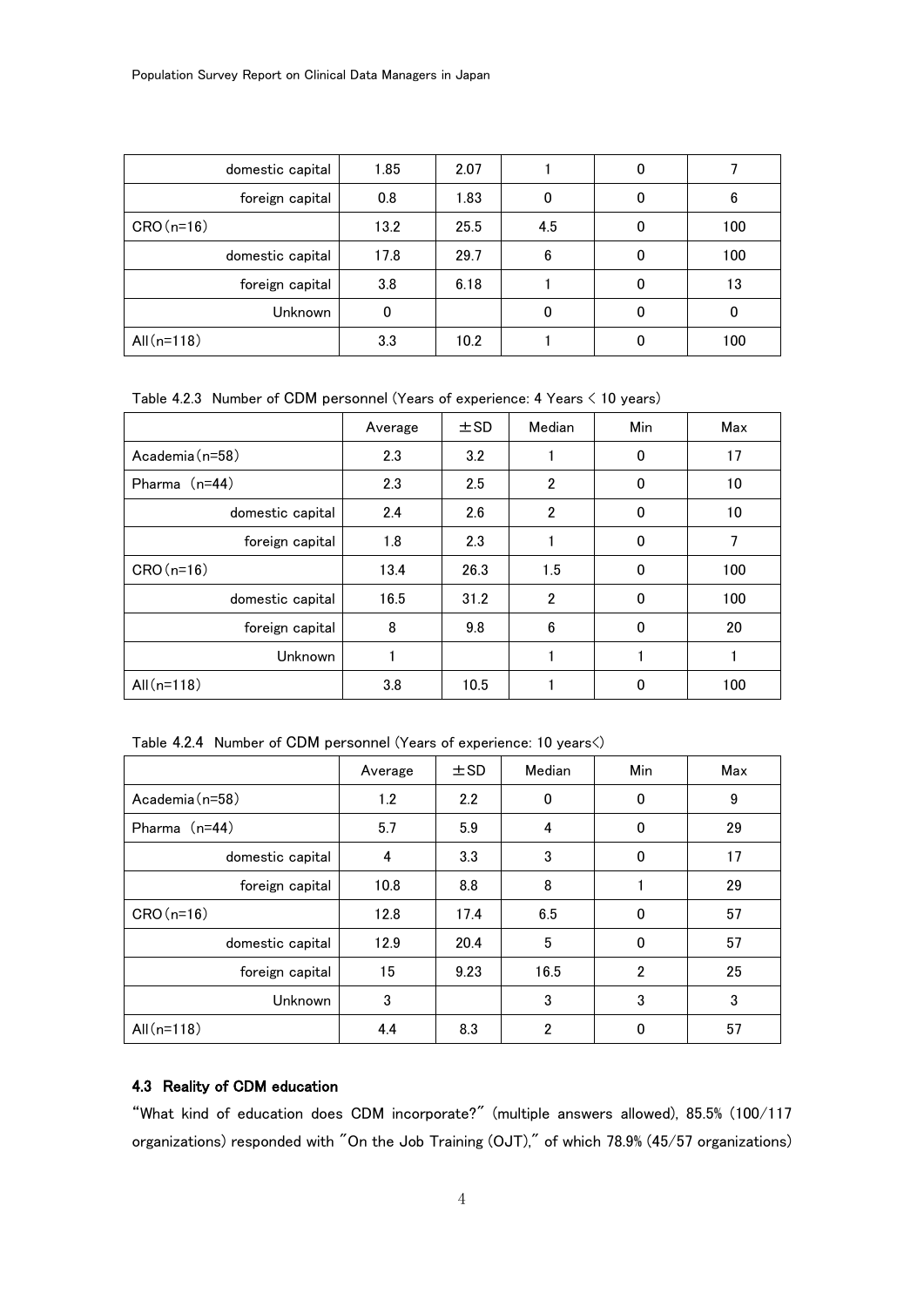| | | | | | |
|---|---|---|---|---|---|
| domestic capital | 1.85 | 2.07 | 1 | 0 | 7 |
| foreign capital | 0.8 | 1.83 | 0 | 0 | 6 |
| CRO(n=16) | 13.2 | 25.5 | 4.5 | 0 | 100 |
| domestic capital | 17.8 | 29.7 | 6 | 0 | 100 |
| foreign capital | 3.8 | 6.18 | 1 | 0 | 13 |
| Unknown | 0 | | 0 | 0 | 0 |
| All(n=118) | 3.3 | 10.2 | 1 | 0 | 100 |

Table 4.2.3 Number of CDM personnel (Years of experience: 4 Years < 10 years)

| | Average | ±SD | Median | Min | Max |
|---|---|---|---|---|---|
| Academia(n=58) | 2.3 | 3.2 | 1 | 0 | 17 |
| Pharma (n=44) | 2.3 | 2.5 | 2 | 0 | 10 |
| domestic capital | 2.4 | 2.6 | 2 | 0 | 10 |
| foreign capital | 1.8 | 2.3 | 1 | 0 | 7 |
| CRO(n=16) | 13.4 | 26.3 | 1.5 | 0 | 100 |
| domestic capital | 16.5 | 31.2 | 2 | 0 | 100 |
| foreign capital | 8 | 9.8 | 6 | 0 | 20 |
| Unknown | 1 | | 1 | 1 | 1 |
| All(n=118) | 3.8 | 10.5 | 1 | 0 | 100 |

Table 4.2.4 Number of CDM personnel (Years of experience: 10 years<)

| | Average | ±SD | Median | Min | Max |
|---|---|---|---|---|---|
| Academia(n=58) | 1.2 | 2.2 | 0 | 0 | 9 |
| Pharma (n=44) | 5.7 | 5.9 | 4 | 0 | 29 |
| domestic capital | 4 | 3.3 | 3 | 0 | 17 |
| foreign capital | 10.8 | 8.8 | 8 | 1 | 29 |
| CRO(n=16) | 12.8 | 17.4 | 6.5 | 0 | 57 |
| domestic capital | 12.9 | 20.4 | 5 | 0 | 57 |
| foreign capital | 15 | 9.23 | 16.5 | 2 | 25 |
| Unknown | 3 | | 3 | 3 | 3 |
| All(n=118) | 4.4 | 8.3 | 2 | 0 | 57 |

### 4.3 Reality of CDM education

"What kind of education does CDM incorporate?" (multiple answers allowed), 85.5% (100/117 organizations) responded with "On the Job Training (OJT)," of which 78.9% (45/57 organizations)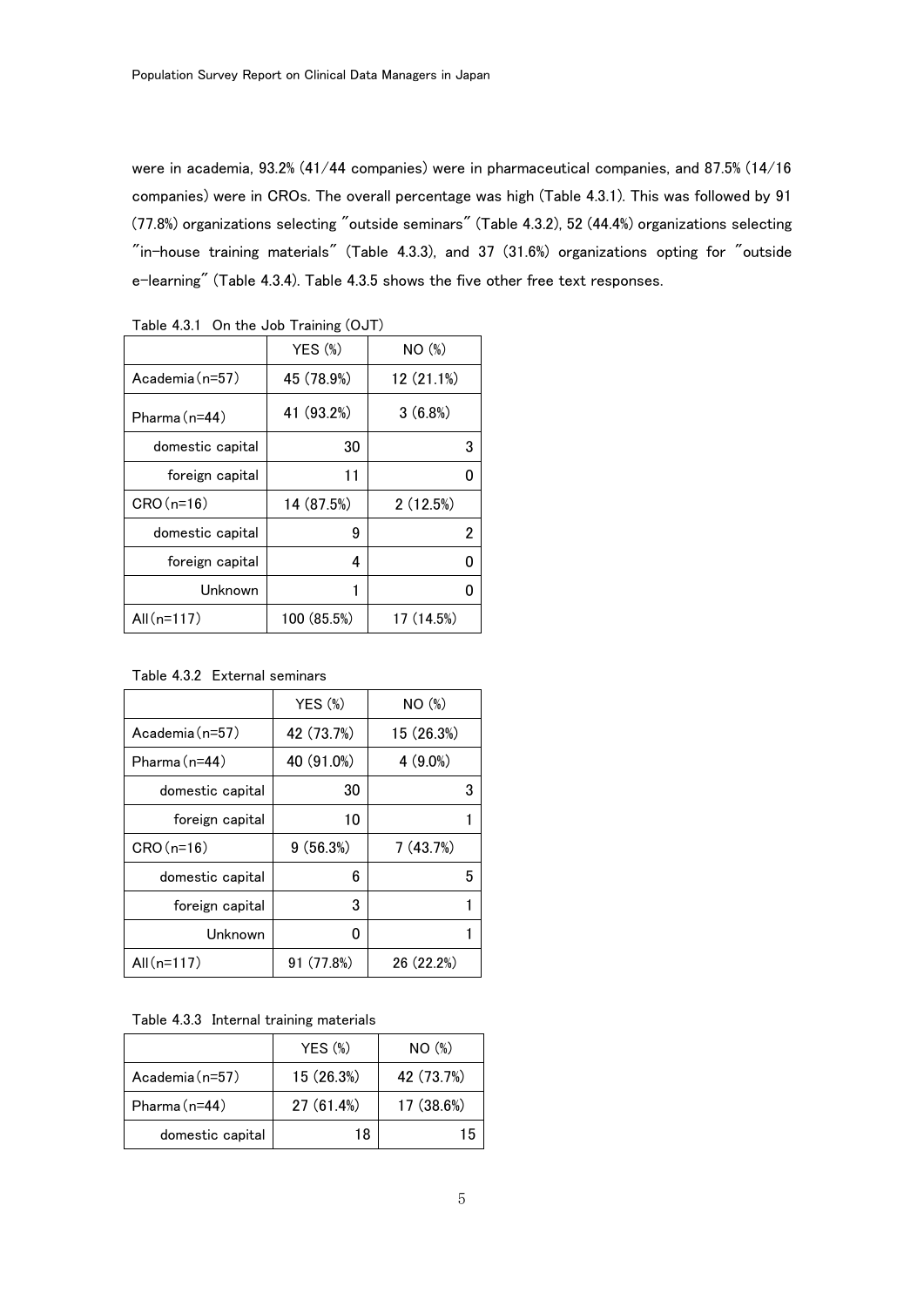were in academia, 93.2% (41/44 companies) were in pharmaceutical companies, and 87.5% (14/16 companies) were in CROs. The overall percentage was high (Table 4.3.1). This was followed by 91 (77.8%) organizations selecting "outside seminars" (Table 4.3.2), 52 (44.4%) organizations selecting "in-house training materials" (Table 4.3.3), and 37 (31.6%) organizations opting for "outside e-learning" (Table 4.3.4). Table 4.3.5 shows the five other free text responses.

Table 4.3.1 On the Job Training (OJT)

| | YES (%) | NO (%) |
|---|---|---|
| Academia (n=57) | 45 (78.9%) | 12 (21.1%) |
| Pharma (n=44) | 41 (93.2%) | 3 (6.8%) |
| domestic capital | 30 | 3 |
| foreign capital | 11 | 0 |
| CRO (n=16) | 14 (87.5%) | 2 (12.5%) |
| domestic capital | 9 | 2 |
| foreign capital | 4 | 0 |
| Unknown | 1 | 0 |
| All (n=117) | 100 (85.5%) | 17 (14.5%) |

Table 4.3.2 External seminars

| | YES (%) | NO (%) |
|---|---|---|
| Academia (n=57) | 42 (73.7%) | 15 (26.3%) |
| Pharma (n=44) | 40 (91.0%) | 4 (9.0%) |
| domestic capital | 30 | 3 |
| foreign capital | 10 | 1 |
| CRO (n=16) | 9 (56.3%) | 7 (43.7%) |
| domestic capital | 6 | 5 |
| foreign capital | 3 | 1 |
| Unknown | 0 | 1 |
| All (n=117) | 91 (77.8%) | 26 (22.2%) |

Table 4.3.3 Internal training materials

| | YES (%) | NO (%) |
|---|---|---|
| Academia (n=57) | 15 (26.3%) | 42 (73.7%) |
| Pharma (n=44) | 27 (61.4%) | 17 (38.6%) |
| domestic capital | 18 | 15 |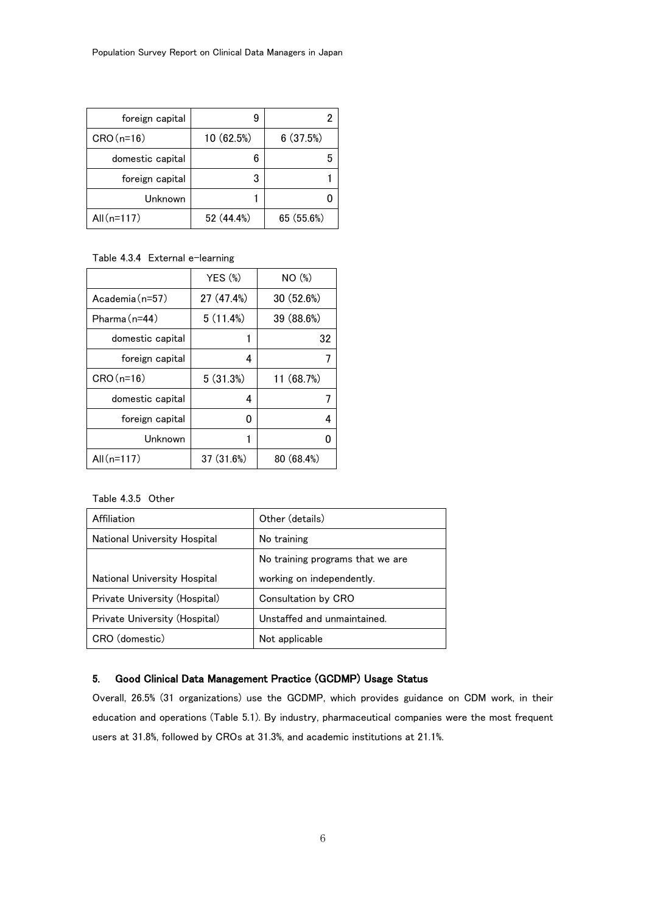| foreign capital | 9 | 2 |
|---|---|---|
| CRO (n=16) | 10 (62.5%) | 6 (37.5%) |
| domestic capital | 6 | 5 |
| foreign capital | 3 | 1 |
| Unknown | 1 | 0 |
| All (n=117) | 52 (44.4%) | 65 (55.6%) |

Table 4.3.4 External e-learning

| | YES (%) | NO (%) |
|---|---|---|
| Academia (n=57) | 27 (47.4%) | 30 (52.6%) |
| Pharma (n=44) | 5 (11.4%) | 39 (88.6%) |
| domestic capital | 1 | 32 |
| foreign capital | 4 | 7 |
| CRO (n=16) | 5 (31.3%) | 11 (68.7%) |
| domestic capital | 4 | 7 |
| foreign capital | 0 | 4 |
| Unknown | 1 | 0 |
| All (n=117) | 37 (31.6%) | 80 (68.4%) |

Table 4.3.5 Other

| Affiliation | Other (details) |
|---|---|
| National University Hospital | No training |
| National University Hospital | No training programs that we are working on independently. |
| Private University (Hospital) | Consultation by CRO |
| Private University (Hospital) | Unstaffed and unmaintained. |
| CRO (domestic) | Not applicable |

## 5. Good Clinical Data Management Practice (GCDMP) Usage Status

Overall, 26.5% (31 organizations) use the GCDMP, which provides guidance on CDM work, in their education and operations (Table 5.1). By industry, pharmaceutical companies were the most frequent users at 31.8%, followed by CROs at 31.3%, and academic institutions at 21.1%.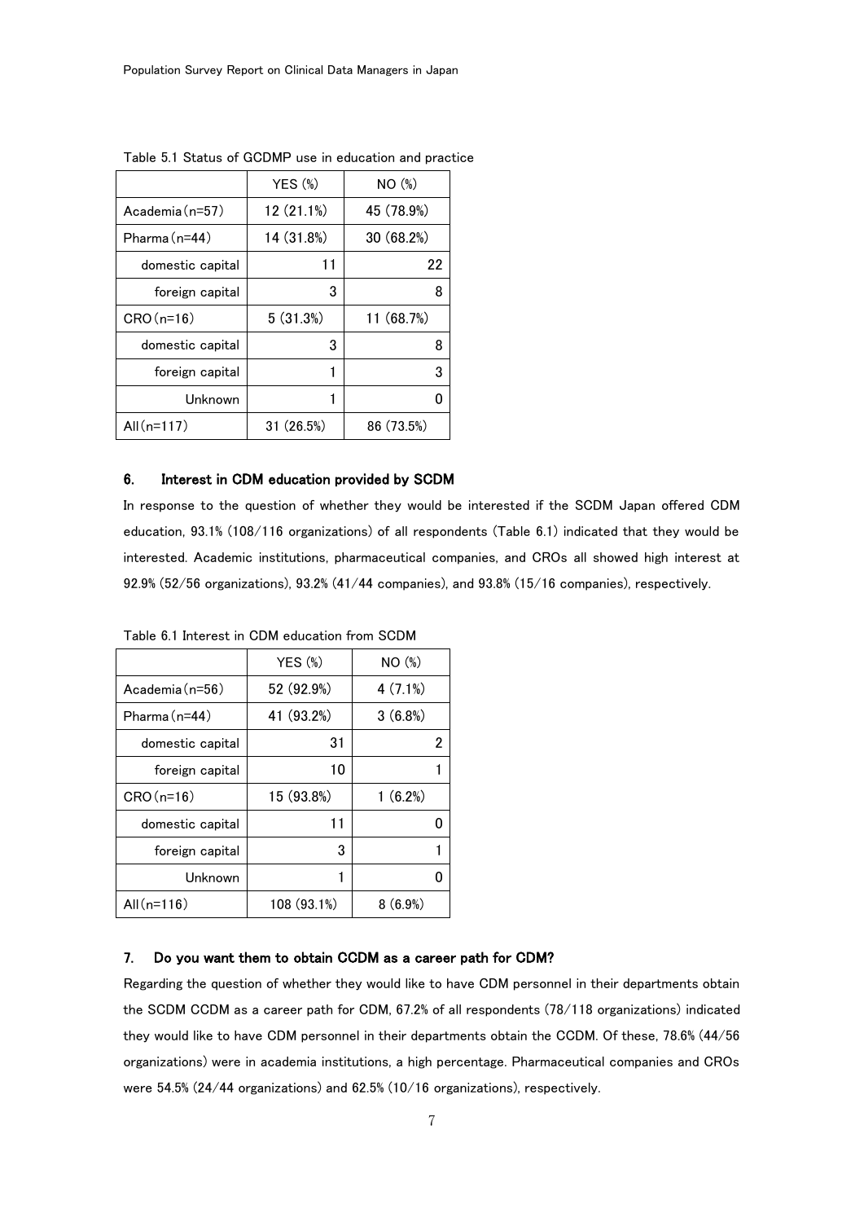Table 5.1 Status of GCDMP use in education and practice

| | YES (%) | NO (%) |
|---|---|---|
| Academia (n=57) | 12 (21.1%) | 45 (78.9%) |
| Pharma (n=44) | 14 (31.8%) | 30 (68.2%) |
| domestic capital | 11 | 22 |
| foreign capital | 3 | 8 |
| CRO (n=16) | 5 (31.3%) | 11 (68.7%) |
| domestic capital | 3 | 8 |
| foreign capital | 1 | 3 |
| Unknown | 1 | 0 |
| All (n=117) | 31 (26.5%) | 86 (73.5%) |

## 6. Interest in CDM education provided by SCDM

In response to the question of whether they would be interested if the SCDM Japan offered CDM education, 93.1% (108/116 organizations) of all respondents (Table 6.1) indicated that they would be interested. Academic institutions, pharmaceutical companies, and CROs all showed high interest at 92.9% (52/56 organizations), 93.2% (41/44 companies), and 93.8% (15/16 companies), respectively.

Table 6.1 Interest in CDM education from SCDM

| | YES (%) | NO (%) |
|---|---|---|
| Academia (n=56) | 52 (92.9%) | 4 (7.1%) |
| Pharma (n=44) | 41 (93.2%) | 3 (6.8%) |
| domestic capital | 31 | 2 |
| foreign capital | 10 | 1 |
| CRO (n=16) | 15 (93.8%) | 1 (6.2%) |
| domestic capital | 11 | 0 |
| foreign capital | 3 | 1 |
| Unknown | 1 | 0 |
| All (n=116) | 108 (93.1%) | 8 (6.9%) |

## 7. Do you want them to obtain CCDM as a career path for CDM?

Regarding the question of whether they would like to have CDM personnel in their departments obtain the SCDM CCDM as a career path for CDM, 67.2% of all respondents (78/118 organizations) indicated they would like to have CDM personnel in their departments obtain the CCDM. Of these, 78.6% (44/56 organizations) were in academia institutions, a high percentage. Pharmaceutical companies and CROs were 54.5% (24/44 organizations) and 62.5% (10/16 organizations), respectively.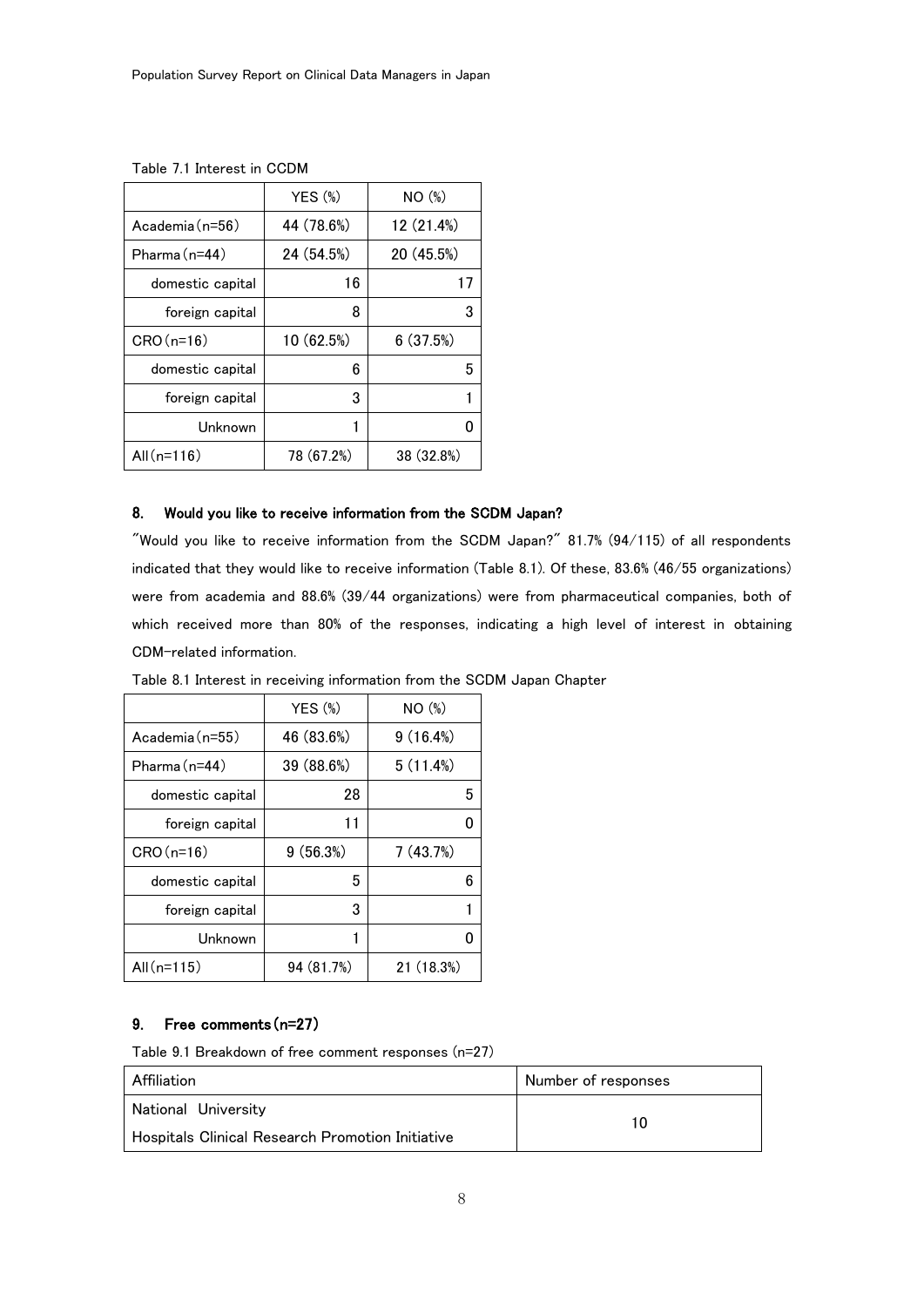Table 7.1 Interest in CCDM

| | YES (%) | NO (%) |
|---|---|---|
| Academia (n=56) | 44 (78.6%) | 12 (21.4%) |
| Pharma (n=44) | 24 (54.5%) | 20 (45.5%) |
| domestic capital | 16 | 17 |
| foreign capital | 8 | 3 |
| CRO (n=16) | 10 (62.5%) | 6 (37.5%) |
| domestic capital | 6 | 5 |
| foreign capital | 3 | 1 |
| Unknown | 1 | 0 |
| All (n=116) | 78 (67.2%) | 38 (32.8%) |

## 8. Would you like to receive information from the SCDM Japan?

"Would you like to receive information from the SCDM Japan?" 81.7% (94/115) of all respondents indicated that they would like to receive information (Table 8.1). Of these, 83.6% (46/55 organizations) were from academia and 88.6% (39/44 organizations) were from pharmaceutical companies, both of which received more than 80% of the responses, indicating a high level of interest in obtaining CDM-related information.

Table 8.1 Interest in receiving information from the SCDM Japan Chapter

| | YES (%) | NO (%) |
|---|---|---|
| Academia (n=55) | 46 (83.6%) | 9 (16.4%) |
| Pharma (n=44) | 39 (88.6%) | 5 (11.4%) |
| domestic capital | 28 | 5 |
| foreign capital | 11 | 0 |
| CRO (n=16) | 9 (56.3%) | 7 (43.7%) |
| domestic capital | 5 | 6 |
| foreign capital | 3 | 1 |
| Unknown | 1 | 0 |
| All (n=115) | 94 (81.7%) | 21 (18.3%) |

## 9. Free comments (n=27)

Table 9.1 Breakdown of free comment responses (n=27)

| Affiliation | Number of responses |
|---|---|
| National University Hospitals Clinical Research Promotion Initiative | 10 |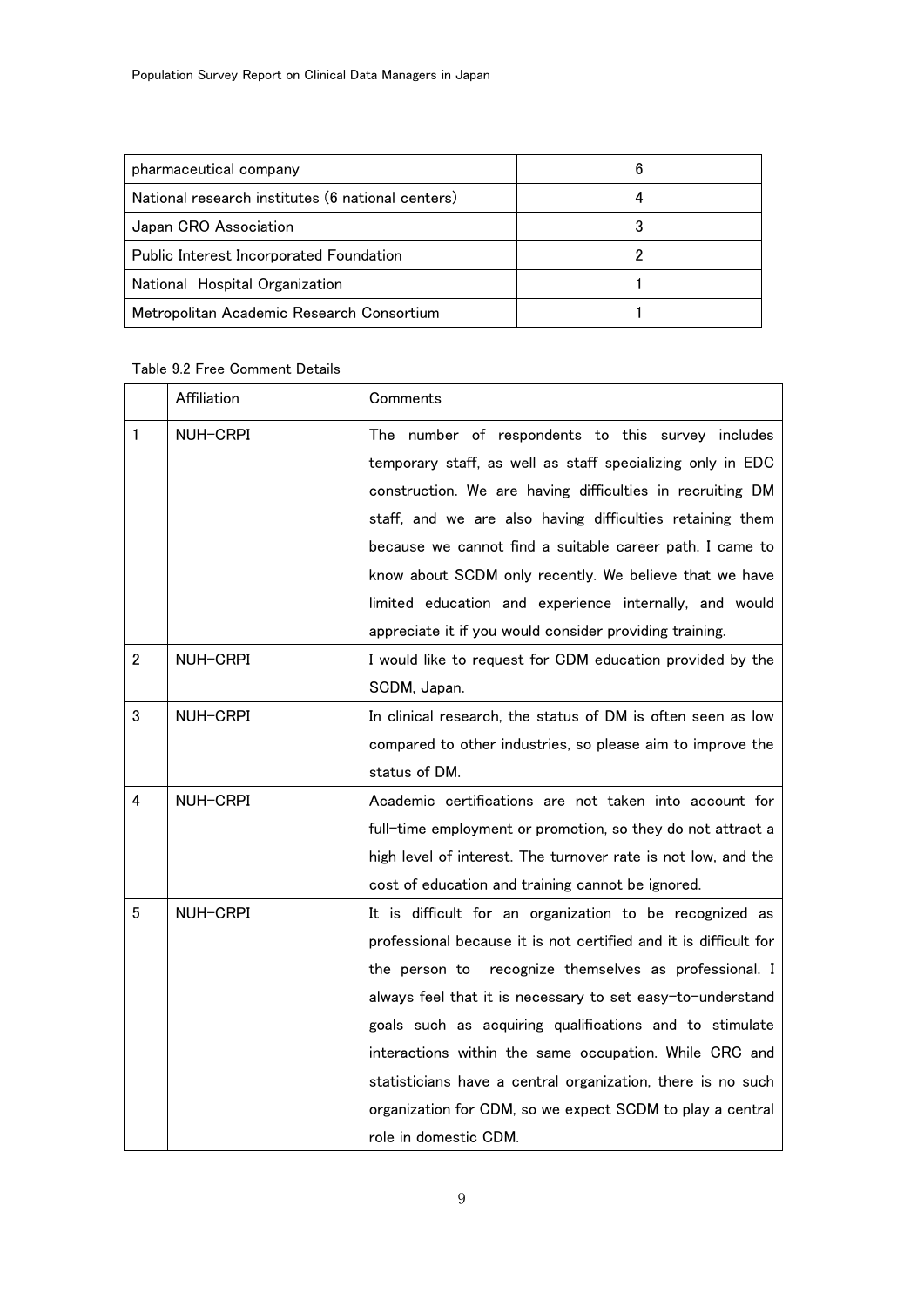| pharmaceutical company | 6 |
| --- | --- |
| National research institutes (6 national centers) | 4 |
| Japan CRO Association | 3 |
| Public Interest Incorporated Foundation | 2 |
| National Hospital Organization | 1 |
| Metropolitan Academic Research Consortium | 1 |

Table 9.2 Free Comment Details

| | Affiliation | Comments |
| --- | --- | --- |
| 1 | NUH-CRPI | The number of respondents to this survey includes temporary staff, as well as staff specializing only in EDC construction. We are having difficulties in recruiting DM staff, and we are also having difficulties retaining them because we cannot find a suitable career path. I came to know about SCDM only recently. We believe that we have limited education and experience internally, and would appreciate it if you would consider providing training. |
| 2 | NUH-CRPI | I would like to request for CDM education provided by the SCDM, Japan. |
| 3 | NUH-CRPI | In clinical research, the status of DM is often seen as low compared to other industries, so please aim to improve the status of DM. |
| 4 | NUH-CRPI | Academic certifications are not taken into account for full-time employment or promotion, so they do not attract a high level of interest. The turnover rate is not low, and the cost of education and training cannot be ignored. |
| 5 | NUH-CRPI | It is difficult for an organization to be recognized as professional because it is not certified and it is difficult for the person to recognize themselves as professional. I always feel that it is necessary to set easy-to-understand goals such as acquiring qualifications and to stimulate interactions within the same occupation. While CRC and statisticians have a central organization, there is no such organization for CDM, so we expect SCDM to play a central role in domestic CDM. |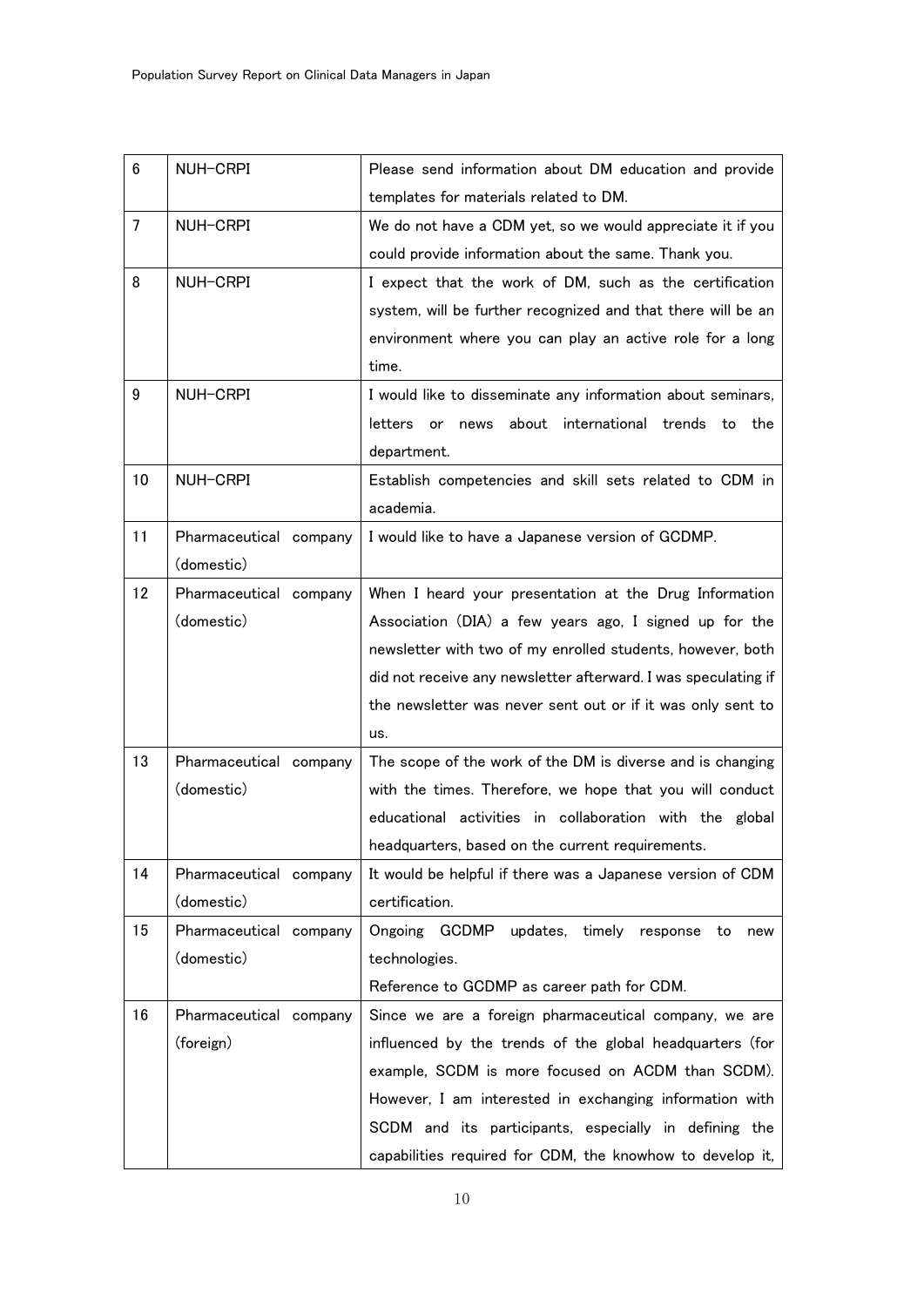| 6 | NUH-CRPI | Please send information about DM education and provide templates for materials related to DM. |
|---|---|---|
| 7 | NUH-CRPI | We do not have a CDM yet, so we would appreciate it if you could provide information about the same. Thank you. |
| 8 | NUH-CRPI | I expect that the work of DM, such as the certification system, will be further recognized and that there will be an environment where you can play an active role for a long time. |
| 9 | NUH-CRPI | I would like to disseminate any information about seminars, letters or news about international trends to the department. |
| 10 | NUH-CRPI | Establish competencies and skill sets related to CDM in academia. |
| 11 | Pharmaceutical company (domestic) | I would like to have a Japanese version of GCDMP. |
| 12 | Pharmaceutical company (domestic) | When I heard your presentation at the Drug Information Association (DIA) a few years ago, I signed up for the newsletter with two of my enrolled students, however, both did not receive any newsletter afterward. I was speculating if the newsletter was never sent out or if it was only sent to us. |
| 13 | Pharmaceutical company (domestic) | The scope of the work of the DM is diverse and is changing with the times. Therefore, we hope that you will conduct educational activities in collaboration with the global headquarters, based on the current requirements. |
| 14 | Pharmaceutical company (domestic) | It would be helpful if there was a Japanese version of CDM certification. |
| 15 | Pharmaceutical company (domestic) | Ongoing GCDMP updates, timely response to new technologies.<br>Reference to GCDMP as career path for CDM. |
| 16 | Pharmaceutical company (foreign) | Since we are a foreign pharmaceutical company, we are influenced by the trends of the global headquarters (for example, SCDM is more focused on ACDM than SCDM). However, I am interested in exchanging information with SCDM and its participants, especially in defining the capabilities required for CDM, the knowhow to develop it, |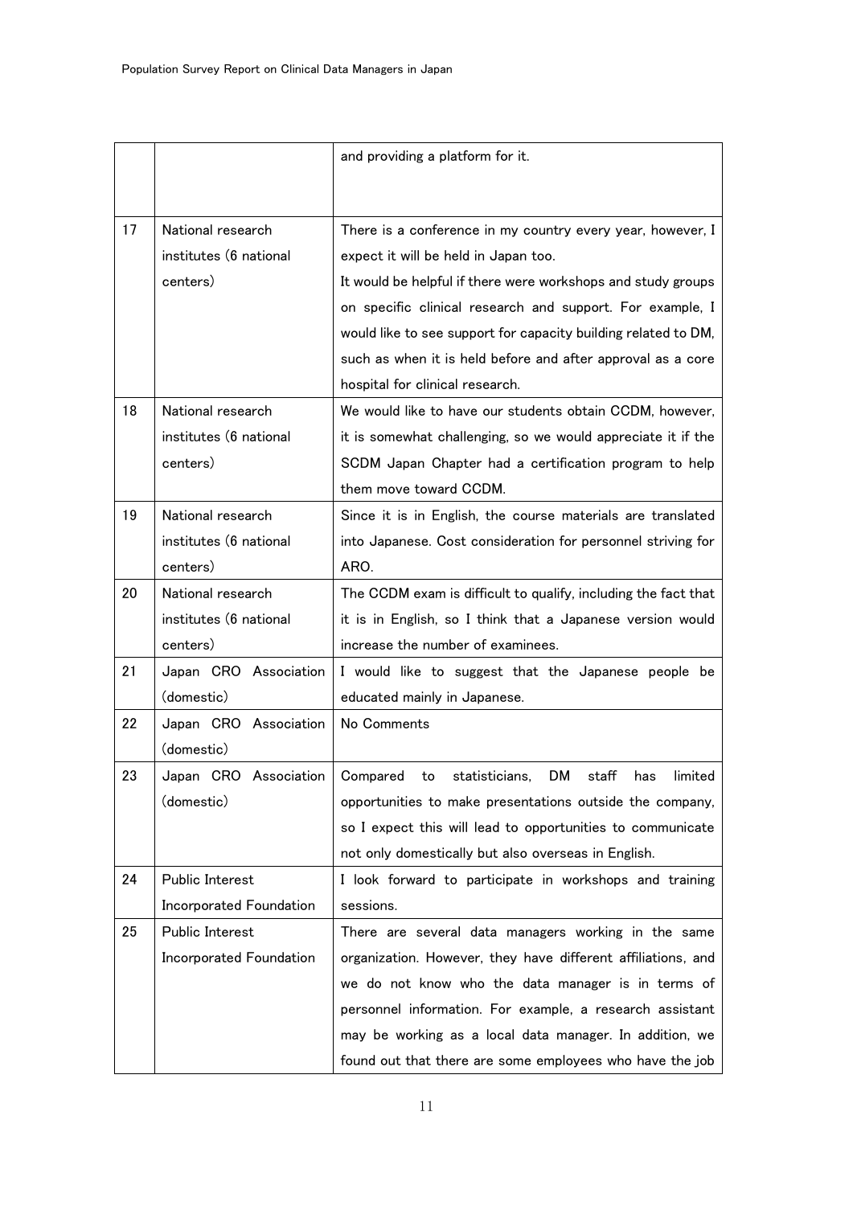|  |  | and providing a platform for it. |
|---|---|---|
| 17 | National research institutes (6 national centers) | There is a conference in my country every year, however, I expect it will be held in Japan too.<br>It would be helpful if there were workshops and study groups on specific clinical research and support. For example, I would like to see support for capacity building related to DM, such as when it is held before and after approval as a core hospital for clinical research. |
| 18 | National research institutes (6 national centers) | We would like to have our students obtain CCDM, however, it is somewhat challenging, so we would appreciate it if the SCDM Japan Chapter had a certification program to help them move toward CCDM. |
| 19 | National research institutes (6 national centers) | Since it is in English, the course materials are translated into Japanese. Cost consideration for personnel striving for ARO. |
| 20 | National research institutes (6 national centers) | The CCDM exam is difficult to qualify, including the fact that it is in English, so I think that a Japanese version would increase the number of examinees. |
| 21 | Japan CRO Association (domestic) | I would like to suggest that the Japanese people be educated mainly in Japanese. |
| 22 | Japan CRO Association (domestic) | No Comments |
| 23 | Japan CRO Association (domestic) | Compared to statisticians, DM staff has limited opportunities to make presentations outside the company, so I expect this will lead to opportunities to communicate not only domestically but also overseas in English. |
| 24 | Public Interest Incorporated Foundation | I look forward to participate in workshops and training sessions. |
| 25 | Public Interest Incorporated Foundation | There are several data managers working in the same organization. However, they have different affiliations, and we do not know who the data manager is in terms of personnel information. For example, a research assistant may be working as a local data manager. In addition, we found out that there are some employees who have the job |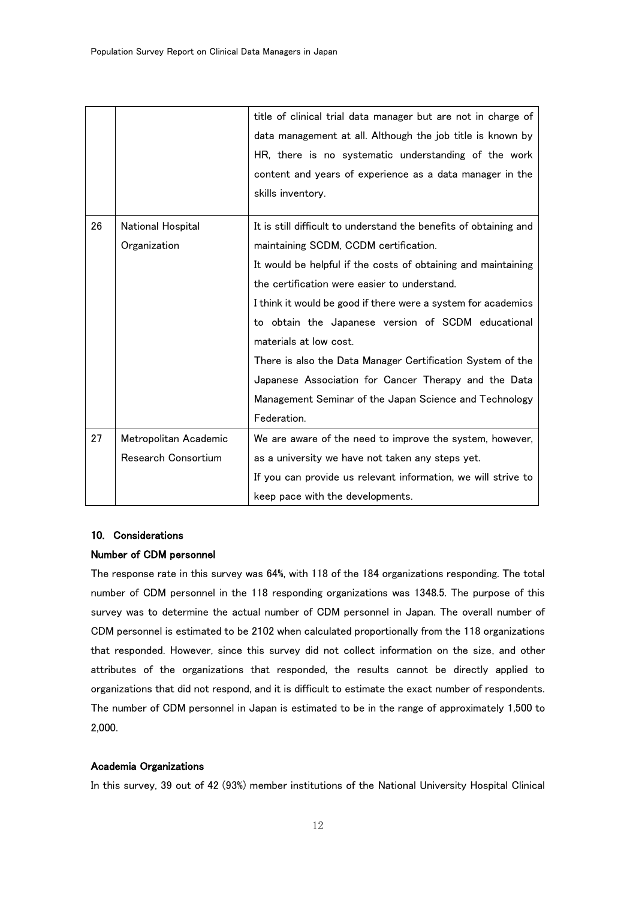| | | |
|---|---|---|
| | | title of clinical trial data manager but are not in charge of data management at all. Although the job title is known by HR, there is no systematic understanding of the work content and years of experience as a data manager in the skills inventory. |
| 26 | National Hospital Organization | It is still difficult to understand the benefits of obtaining and maintaining SCDM, CCDM certification.<br>It would be helpful if the costs of obtaining and maintaining the certification were easier to understand.<br>I think it would be good if there were a system for academics to obtain the Japanese version of SCDM educational materials at low cost.<br>There is also the Data Manager Certification System of the Japanese Association for Cancer Therapy and the Data Management Seminar of the Japan Science and Technology Federation. |
| 27 | Metropolitan Academic Research Consortium | We are aware of the need to improve the system, however, as a university we have not taken any steps yet.<br>If you can provide us relevant information, we will strive to keep pace with the developments. |

## 10. Considerations

### Number of CDM personnel

The response rate in this survey was 64%, with 118 of the 184 organizations responding. The total number of CDM personnel in the 118 responding organizations was 1348.5. The purpose of this survey was to determine the actual number of CDM personnel in Japan. The overall number of CDM personnel is estimated to be 2102 when calculated proportionally from the 118 organizations that responded. However, since this survey did not collect information on the size, and other attributes of the organizations that responded, the results cannot be directly applied to organizations that did not respond, and it is difficult to estimate the exact number of respondents. The number of CDM personnel in Japan is estimated to be in the range of approximately 1,500 to 2,000.

### Academia Organizations

In this survey, 39 out of 42 (93%) member institutions of the National University Hospital Clinical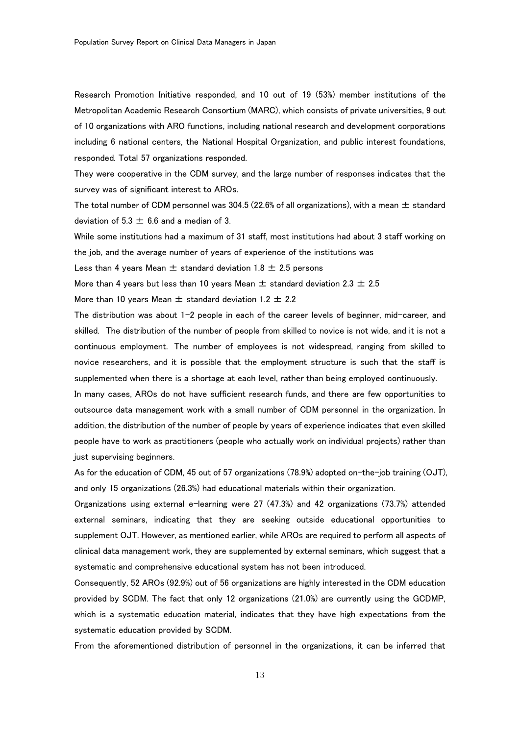Research Promotion Initiative responded, and 10 out of 19 (53%) member institutions of the Metropolitan Academic Research Consortium (MARC), which consists of private universities, 9 out of 10 organizations with ARO functions, including national research and development corporations including 6 national centers, the National Hospital Organization, and public interest foundations, responded. Total 57 organizations responded.

They were cooperative in the CDM survey, and the large number of responses indicates that the survey was of significant interest to AROs.

The total number of CDM personnel was 304.5 (22.6% of all organizations), with a mean ± standard deviation of 5.3 ± 6.6 and a median of 3.

While some institutions had a maximum of 31 staff, most institutions had about 3 staff working on the job, and the average number of years of experience of the institutions was

Less than 4 years Mean ± standard deviation 1.8 ± 2.5 persons

More than 4 years but less than 10 years Mean ± standard deviation 2.3 ± 2.5

More than 10 years Mean ± standard deviation 1.2 ± 2.2

The distribution was about 1-2 people in each of the career levels of beginner, mid-career, and skilled. The distribution of the number of people from skilled to novice is not wide, and it is not a continuous employment. The number of employees is not widespread, ranging from skilled to novice researchers, and it is possible that the employment structure is such that the staff is supplemented when there is a shortage at each level, rather than being employed continuously.

In many cases, AROs do not have sufficient research funds, and there are few opportunities to outsource data management work with a small number of CDM personnel in the organization. In addition, the distribution of the number of people by years of experience indicates that even skilled people have to work as practitioners (people who actually work on individual projects) rather than just supervising beginners.

As for the education of CDM, 45 out of 57 organizations (78.9%) adopted on-the-job training (OJT), and only 15 organizations (26.3%) had educational materials within their organization.

Organizations using external e-learning were 27 (47.3%) and 42 organizations (73.7%) attended external seminars, indicating that they are seeking outside educational opportunities to supplement OJT. However, as mentioned earlier, while AROs are required to perform all aspects of clinical data management work, they are supplemented by external seminars, which suggest that a systematic and comprehensive educational system has not been introduced.

Consequently, 52 AROs (92.9%) out of 56 organizations are highly interested in the CDM education provided by SCDM. The fact that only 12 organizations (21.0%) are currently using the GCDMP, which is a systematic education material, indicates that they have high expectations from the systematic education provided by SCDM.

From the aforementioned distribution of personnel in the organizations, it can be inferred that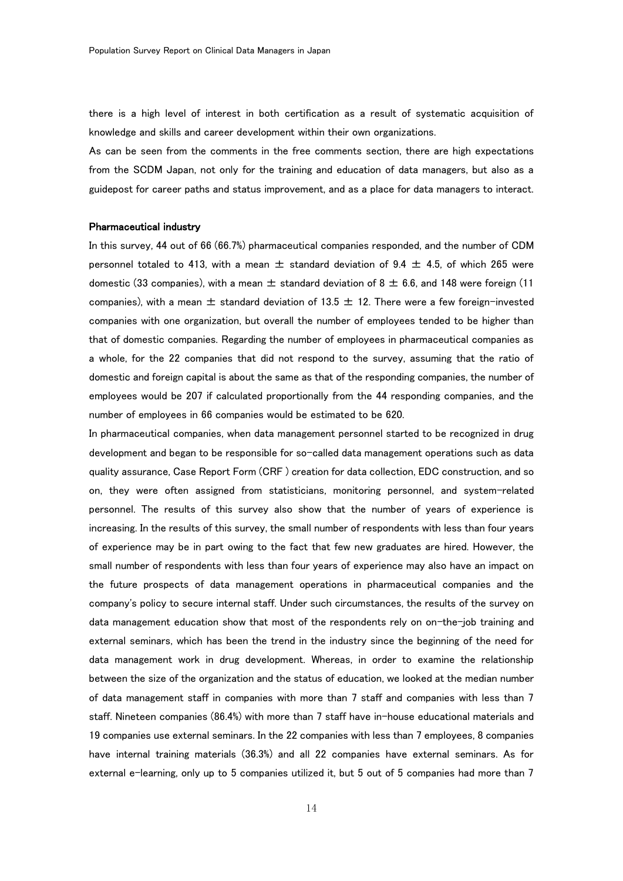there is a high level of interest in both certification as a result of systematic acquisition of knowledge and skills and career development within their own organizations.

As can be seen from the comments in the free comments section, there are high expectations from the SCDM Japan, not only for the training and education of data managers, but also as a guidepost for career paths and status improvement, and as a place for data managers to interact.

**Pharmaceutical industry**

In this survey, 44 out of 66 (66.7%) pharmaceutical companies responded, and the number of CDM personnel totaled to 413, with a mean ± standard deviation of 9.4 ± 4.5, of which 265 were domestic (33 companies), with a mean ± standard deviation of 8 ± 6.6, and 148 were foreign (11 companies), with a mean ± standard deviation of 13.5 ± 12. There were a few foreign-invested companies with one organization, but overall the number of employees tended to be higher than that of domestic companies. Regarding the number of employees in pharmaceutical companies as a whole, for the 22 companies that did not respond to the survey, assuming that the ratio of domestic and foreign capital is about the same as that of the responding companies, the number of employees would be 207 if calculated proportionally from the 44 responding companies, and the number of employees in 66 companies would be estimated to be 620.

In pharmaceutical companies, when data management personnel started to be recognized in drug development and began to be responsible for so-called data management operations such as data quality assurance, Case Report Form (CRF ) creation for data collection, EDC construction, and so on, they were often assigned from statisticians, monitoring personnel, and system-related personnel. The results of this survey also show that the number of years of experience is increasing. In the results of this survey, the small number of respondents with less than four years of experience may be in part owing to the fact that few new graduates are hired. However, the small number of respondents with less than four years of experience may also have an impact on the future prospects of data management operations in pharmaceutical companies and the company's policy to secure internal staff. Under such circumstances, the results of the survey on data management education show that most of the respondents rely on on-the-job training and external seminars, which has been the trend in the industry since the beginning of the need for data management work in drug development. Whereas, in order to examine the relationship between the size of the organization and the status of education, we looked at the median number of data management staff in companies with more than 7 staff and companies with less than 7 staff. Nineteen companies (86.4%) with more than 7 staff have in-house educational materials and 19 companies use external seminars. In the 22 companies with less than 7 employees, 8 companies have internal training materials (36.3%) and all 22 companies have external seminars. As for external e-learning, only up to 5 companies utilized it, but 5 out of 5 companies had more than 7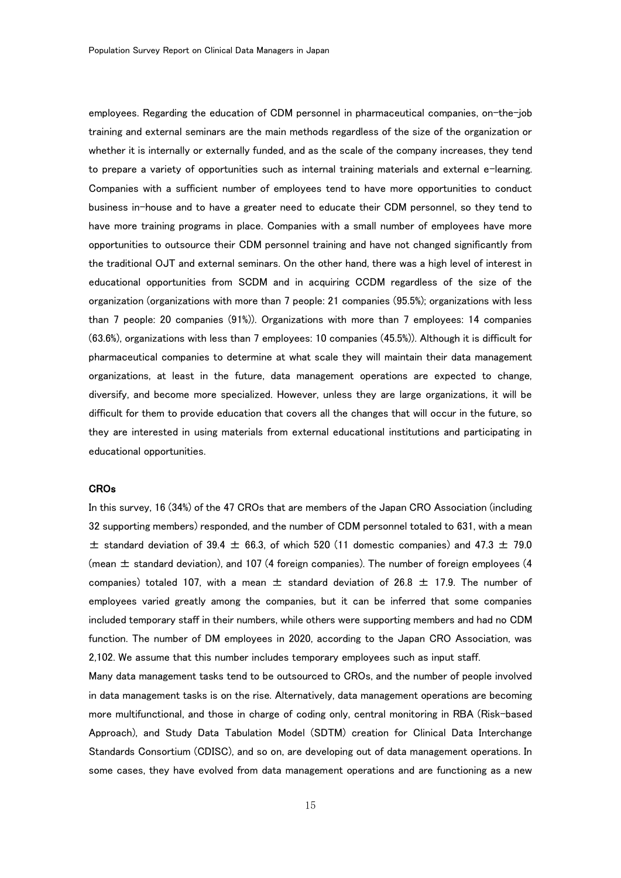employees. Regarding the education of CDM personnel in pharmaceutical companies, on-the-job training and external seminars are the main methods regardless of the size of the organization or whether it is internally or externally funded, and as the scale of the company increases, they tend to prepare a variety of opportunities such as internal training materials and external e-learning. Companies with a sufficient number of employees tend to have more opportunities to conduct business in-house and to have a greater need to educate their CDM personnel, so they tend to have more training programs in place. Companies with a small number of employees have more opportunities to outsource their CDM personnel training and have not changed significantly from the traditional OJT and external seminars. On the other hand, there was a high level of interest in educational opportunities from SCDM and in acquiring CCDM regardless of the size of the organization (organizations with more than 7 people: 21 companies (95.5%); organizations with less than 7 people: 20 companies (91%)). Organizations with more than 7 employees: 14 companies (63.6%), organizations with less than 7 employees: 10 companies (45.5%)). Although it is difficult for pharmaceutical companies to determine at what scale they will maintain their data management organizations, at least in the future, data management operations are expected to change, diversify, and become more specialized. However, unless they are large organizations, it will be difficult for them to provide education that covers all the changes that will occur in the future, so they are interested in using materials from external educational institutions and participating in educational opportunities.

**CROs**

In this survey, 16 (34%) of the 47 CROs that are members of the Japan CRO Association (including 32 supporting members) responded, and the number of CDM personnel totaled to 631, with a mean $\pm$ standard deviation of 39.4 $\pm$ 66.3, of which 520 (11 domestic companies) and 47.3 $\pm$ 79.0 (mean $\pm$ standard deviation), and 107 (4 foreign companies). The number of foreign employees (4 companies) totaled 107, with a mean $\pm$ standard deviation of 26.8 $\pm$ 17.9. The number of employees varied greatly among the companies, but it can be inferred that some companies included temporary staff in their numbers, while others were supporting members and had no CDM function. The number of DM employees in 2020, according to the Japan CRO Association, was 2,102. We assume that this number includes temporary employees such as input staff.

Many data management tasks tend to be outsourced to CROs, and the number of people involved in data management tasks is on the rise. Alternatively, data management operations are becoming more multifunctional, and those in charge of coding only, central monitoring in RBA (Risk-based Approach), and Study Data Tabulation Model (SDTM) creation for Clinical Data Interchange Standards Consortium (CDISC), and so on, are developing out of data management operations. In some cases, they have evolved from data management operations and are functioning as a new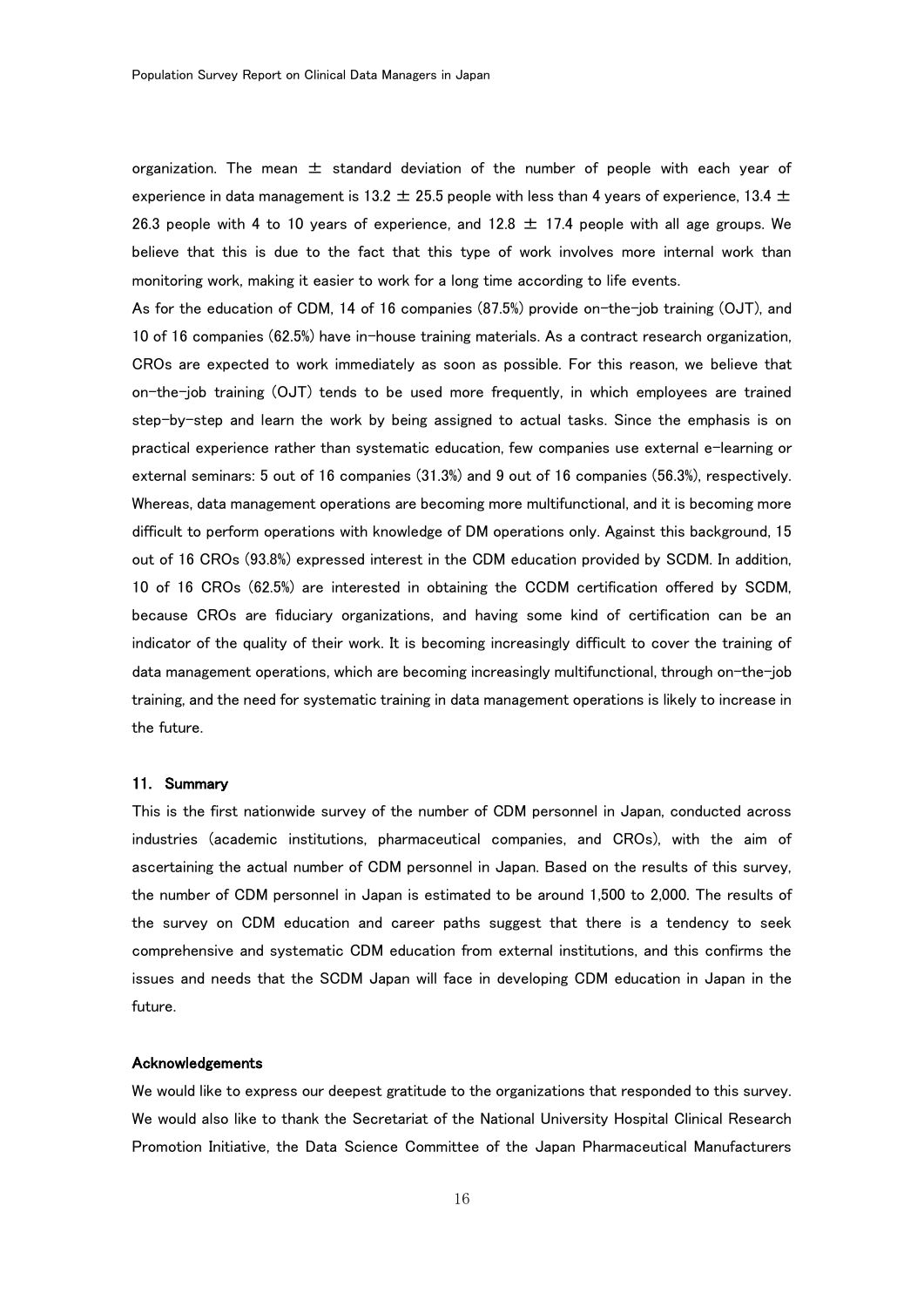organization. The mean ± standard deviation of the number of people with each year of experience in data management is 13.2 ± 25.5 people with less than 4 years of experience, 13.4 ± 26.3 people with 4 to 10 years of experience, and 12.8 ± 17.4 people with all age groups. We believe that this is due to the fact that this type of work involves more internal work than monitoring work, making it easier to work for a long time according to life events.

As for the education of CDM, 14 of 16 companies (87.5%) provide on-the-job training (OJT), and 10 of 16 companies (62.5%) have in-house training materials. As a contract research organization, CROs are expected to work immediately as soon as possible. For this reason, we believe that on-the-job training (OJT) tends to be used more frequently, in which employees are trained step-by-step and learn the work by being assigned to actual tasks. Since the emphasis is on practical experience rather than systematic education, few companies use external e-learning or external seminars: 5 out of 16 companies (31.3%) and 9 out of 16 companies (56.3%), respectively. Whereas, data management operations are becoming more multifunctional, and it is becoming more difficult to perform operations with knowledge of DM operations only. Against this background, 15 out of 16 CROs (93.8%) expressed interest in the CDM education provided by SCDM. In addition, 10 of 16 CROs (62.5%) are interested in obtaining the CCDM certification offered by SCDM, because CROs are fiduciary organizations, and having some kind of certification can be an indicator of the quality of their work. It is becoming increasingly difficult to cover the training of data management operations, which are becoming increasingly multifunctional, through on-the-job training, and the need for systematic training in data management operations is likely to increase in the future.

## 11. Summary

This is the first nationwide survey of the number of CDM personnel in Japan, conducted across industries (academic institutions, pharmaceutical companies, and CROs), with the aim of ascertaining the actual number of CDM personnel in Japan. Based on the results of this survey, the number of CDM personnel in Japan is estimated to be around 1,500 to 2,000. The results of the survey on CDM education and career paths suggest that there is a tendency to seek comprehensive and systematic CDM education from external institutions, and this confirms the issues and needs that the SCDM Japan will face in developing CDM education in Japan in the future.

## Acknowledgements

We would like to express our deepest gratitude to the organizations that responded to this survey. We would also like to thank the Secretariat of the National University Hospital Clinical Research Promotion Initiative, the Data Science Committee of the Japan Pharmaceutical Manufacturers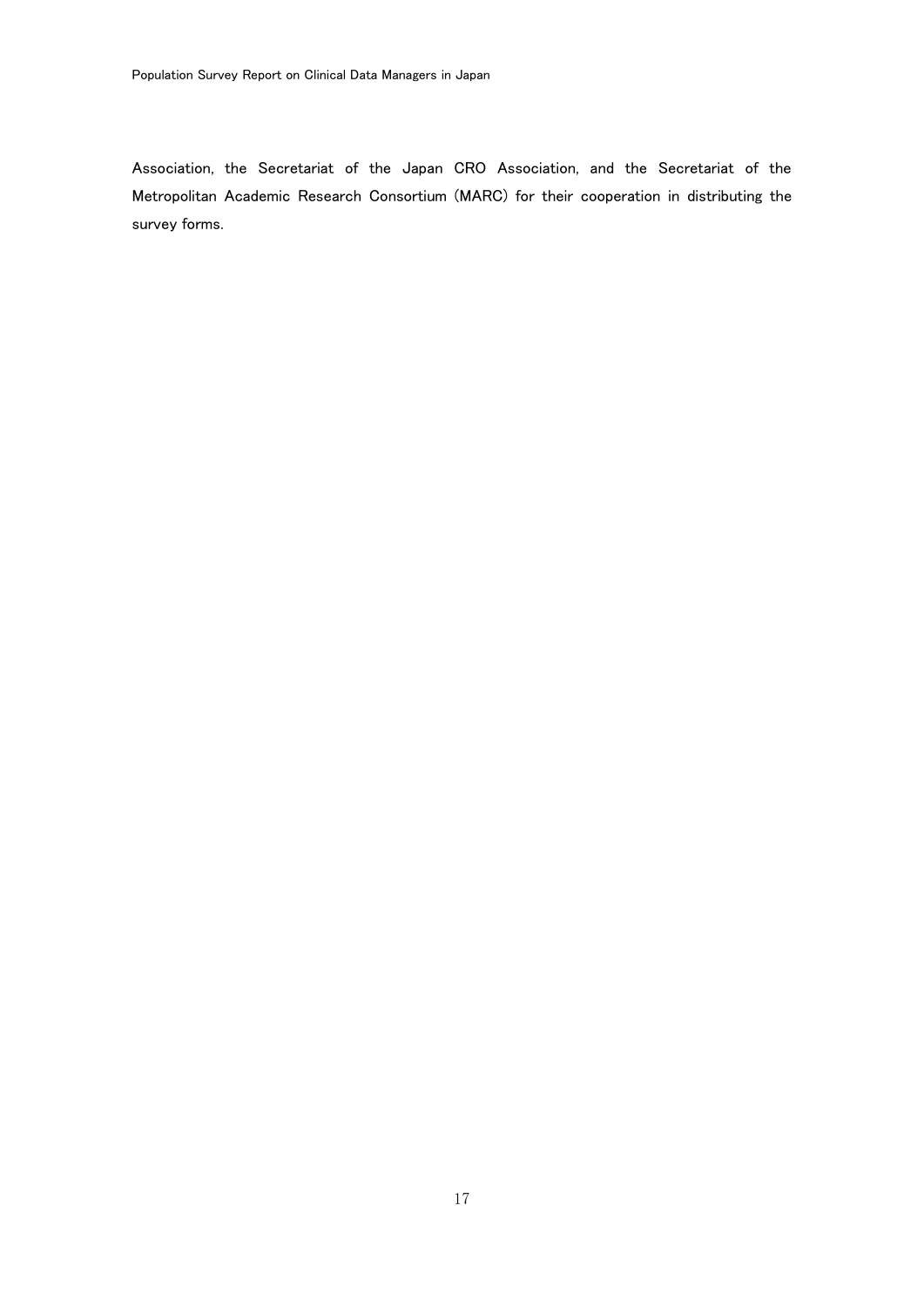Association, the Secretariat of the Japan CRO Association, and the Secretariat of the Metropolitan Academic Research Consortium (MARC) for their cooperation in distributing the survey forms.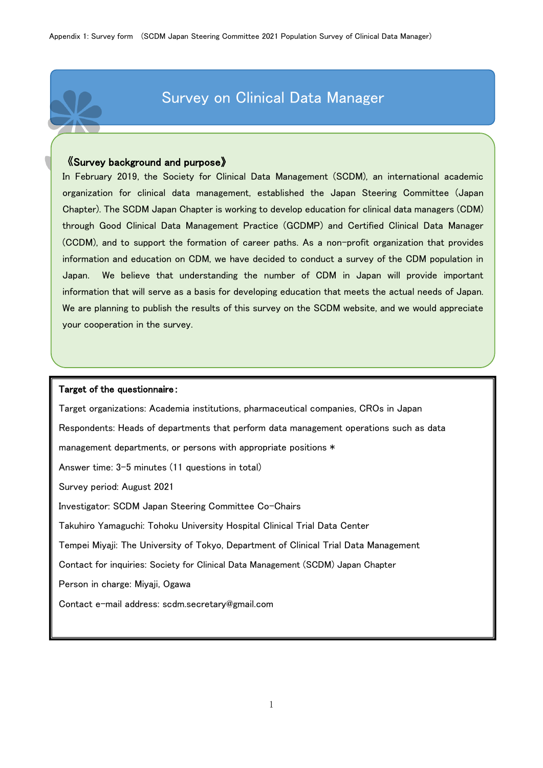Appendix 1: Survey form (SCDM Japan Steering Committee 2021 Population Survey of Clinical Data Manager)

# Survey on Clinical Data Manager

**《Survey background and purpose》**

In February 2019, the Society for Clinical Data Management (SCDM), an international academic organization for clinical data management, established the Japan Steering Committee (Japan Chapter). The SCDM Japan Chapter is working to develop education for clinical data managers (CDM) through Good Clinical Data Management Practice (GCDMP) and Certified Clinical Data Manager (CCDM), and to support the formation of career paths. As a non-profit organization that provides information and education on CDM, we have decided to conduct a survey of the CDM population in Japan. We believe that understanding the number of CDM in Japan will provide important information that will serve as a basis for developing education that meets the actual needs of Japan. We are planning to publish the results of this survey on the SCDM website, and we would appreciate your cooperation in the survey.

**Target of the questionnaire:**

Target organizations: Academia institutions, pharmaceutical companies, CROs in Japan

Respondents: Heads of departments that perform data management operations such as data management departments, or persons with appropriate positions *

Answer time: 3-5 minutes (11 questions in total)

Survey period: August 2021

Investigator: SCDM Japan Steering Committee Co-Chairs

Takuhiro Yamaguchi: Tohoku University Hospital Clinical Trial Data Center

Tempei Miyaji: The University of Tokyo, Department of Clinical Trial Data Management

Contact for inquiries: Society for Clinical Data Management (SCDM) Japan Chapter

Person in charge: Miyaji, Ogawa

Contact e-mail address: scdm.secretary@gmail.com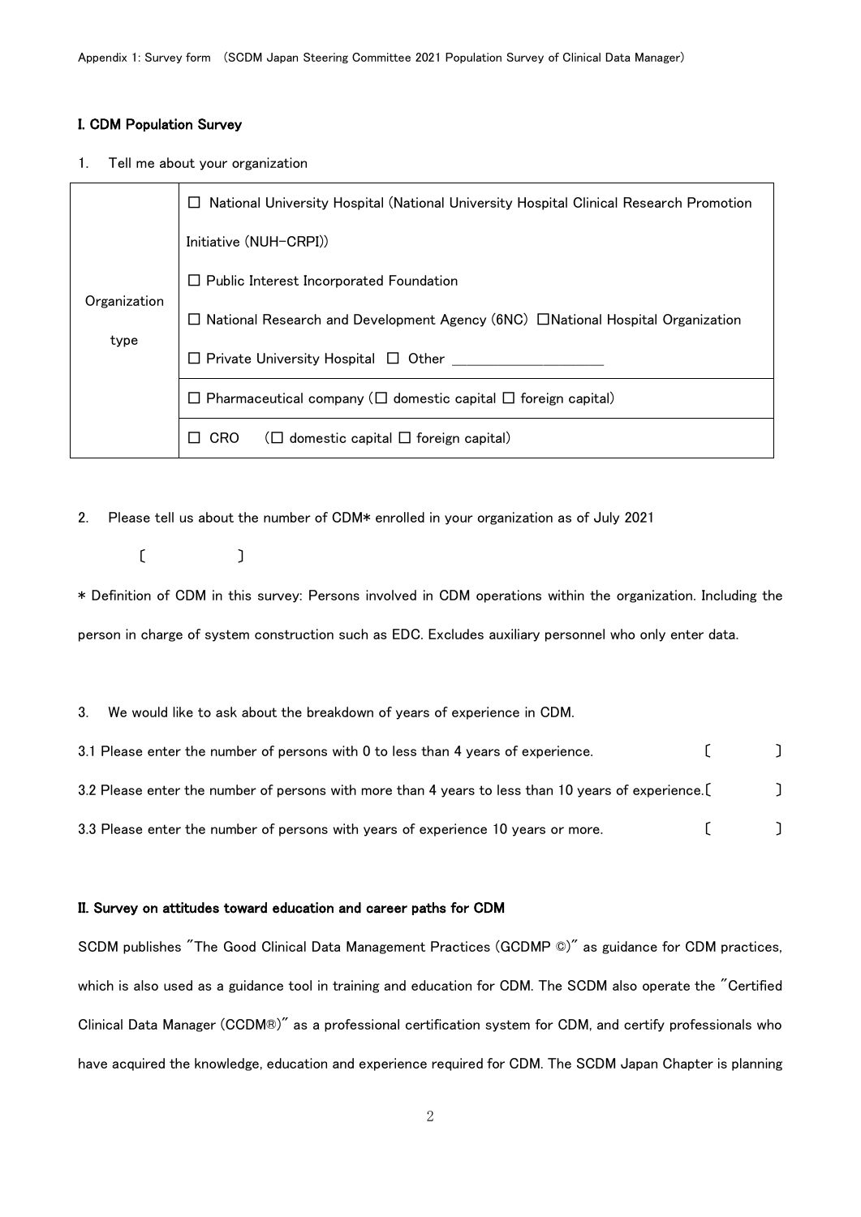Appendix 1: Survey form (SCDM Japan Steering Committee 2021 Population Survey of Clinical Data Manager)

### I. CDM Population Survey

1. Tell me about your organization

| Organization type | ☐ National University Hospital (National University Hospital Clinical Research Promotion Initiative (NUH-CRPI))<br>☐ Public Interest Incorporated Foundation<br>☐ National Research and Development Agency (6NC) ☐National Hospital Organization<br>☐ Private University Hospital ☐ Other ____________________ |
|---|---|
| | ☐ Pharmaceutical company (☐ domestic capital ☐ foreign capital) |
| | ☐ CRO (☐ domestic capital ☐ foreign capital) |

2. Please tell us about the number of CDM* enrolled in your organization as of July 2021

〔 〕

* Definition of CDM in this survey: Persons involved in CDM operations within the organization. Including the person in charge of system construction such as EDC. Excludes auxiliary personnel who only enter data.

3. We would like to ask about the breakdown of years of experience in CDM.

3.1 Please enter the number of persons with 0 to less than 4 years of experience. 〔 〕

3.2 Please enter the number of persons with more than 4 years to less than 10 years of experience.〔 〕

3.3 Please enter the number of persons with years of experience 10 years or more. 〔 〕

### II. Survey on attitudes toward education and career paths for CDM

SCDM publishes "The Good Clinical Data Management Practices (GCDMP ©)" as guidance for CDM practices, which is also used as a guidance tool in training and education for CDM. The SCDM also operate the "Certified Clinical Data Manager (CCDM®)" as a professional certification system for CDM, and certify professionals who have acquired the knowledge, education and experience required for CDM. The SCDM Japan Chapter is planning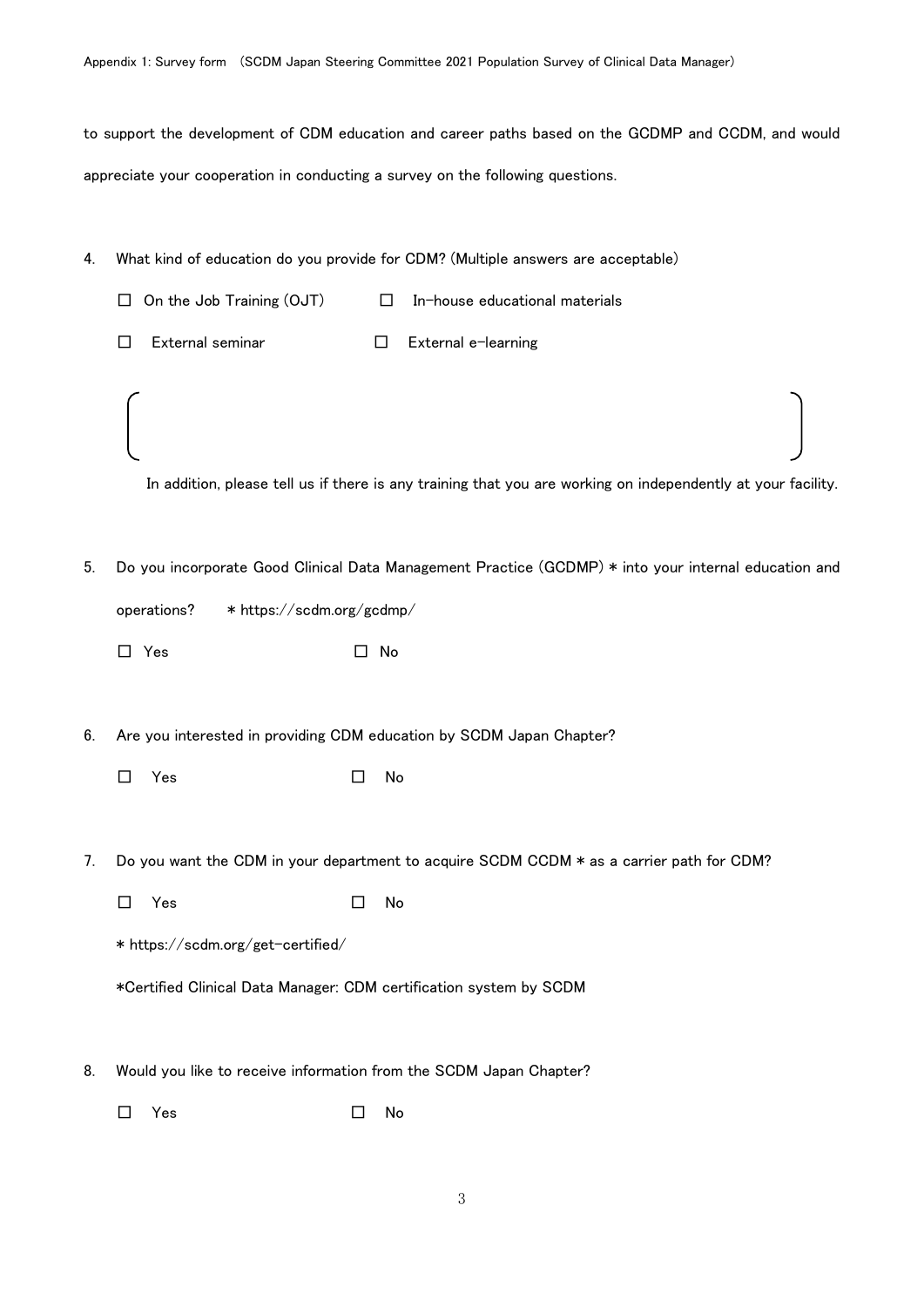to support the development of CDM education and career paths based on the GCDMP and CCDM, and would appreciate your cooperation in conducting a survey on the following questions.

4. What kind of education do you provide for CDM? (Multiple answers are acceptable)

   ☐ On the Job Training (OJT)　　☐ In-house educational materials

   ☐ External seminar　　☐ External e-learning

   (　　　　　　　　　　　　　　　　　　　　　　　　　　　　　　　　　　　　　)

   In addition, please tell us if there is any training that you are working on independently at your facility.

5. Do you incorporate Good Clinical Data Management Practice (GCDMP) * into your internal education and operations?　　* https://scdm.org/gcdmp/

   ☐ Yes　　☐ No

6. Are you interested in providing CDM education by SCDM Japan Chapter?

   ☐ Yes　　☐ No

7. Do you want the CDM in your department to acquire SCDM CCDM * as a carrier path for CDM?

   ☐ Yes　　☐ No

   * https://scdm.org/get-certified/

   *Certified Clinical Data Manager: CDM certification system by SCDM

8. Would you like to receive information from the SCDM Japan Chapter?

   ☐ Yes　　☐ No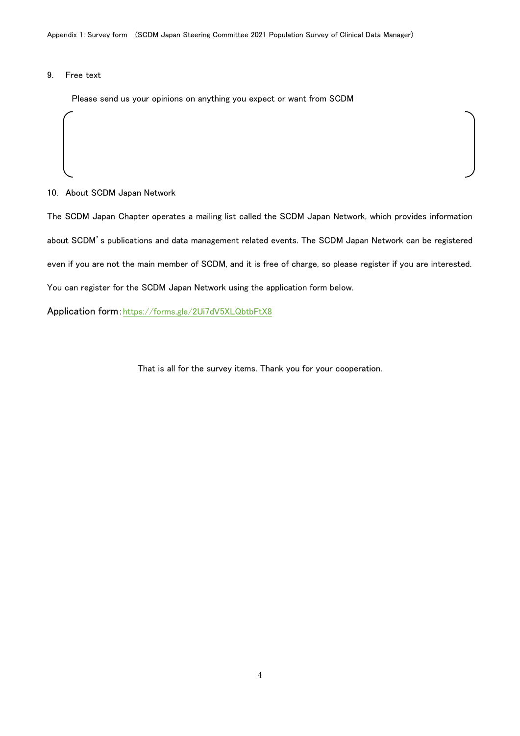9. Free text

Please send us your opinions on anything you expect or want from SCDM

( )

10. About SCDM Japan Network

The SCDM Japan Chapter operates a mailing list called the SCDM Japan Network, which provides information about SCDM's publications and data management related events. The SCDM Japan Network can be registered even if you are not the main member of SCDM, and it is free of charge, so please register if you are interested. You can register for the SCDM Japan Network using the application form below.

Application form：https://forms.gle/2Ui7dV5XLQbtbFtX8

That is all for the survey items. Thank you for your cooperation.